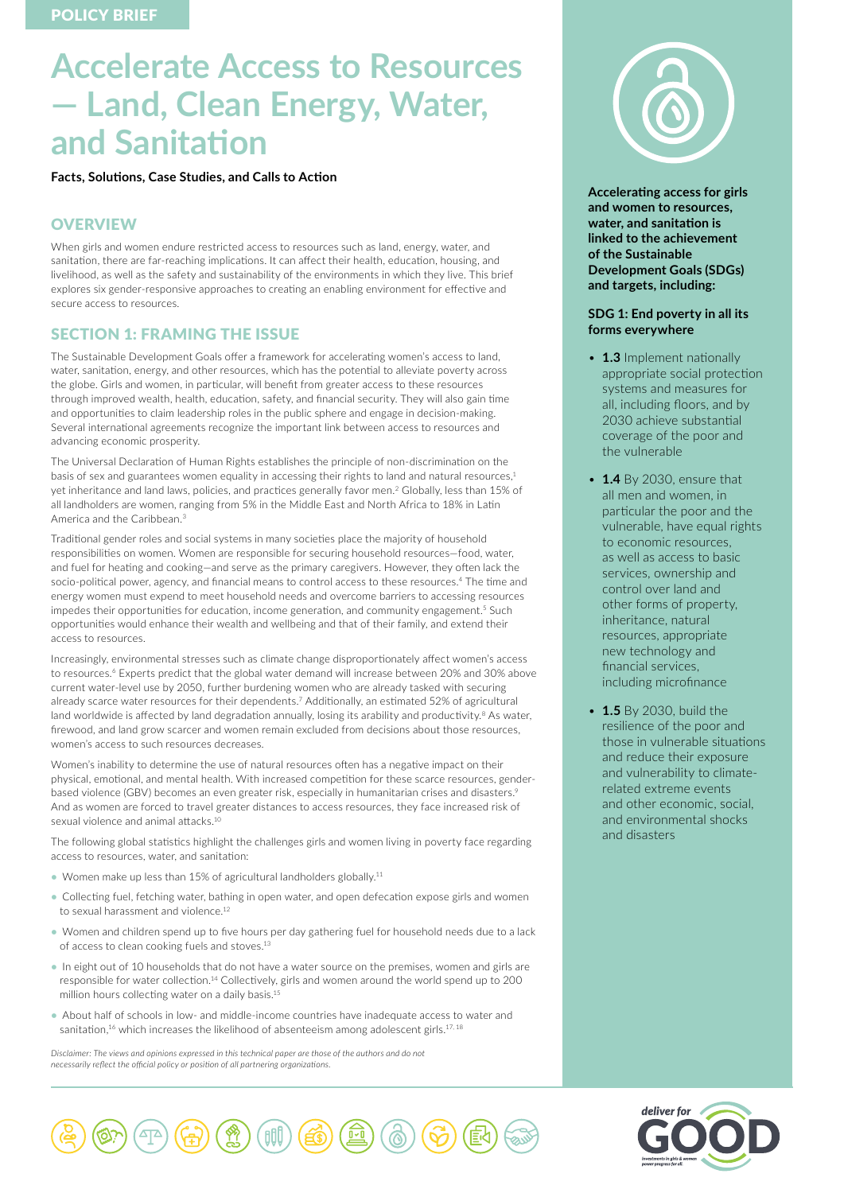POLICY BRIEF

# Accelerate Access to Resources — Land, Clean Energy, Water, and Sanitation

**Facts, Solutions, Case Studies, and Calls to Action**

## OVERVIEW

When girls and women endure restricted access to resources such as land, energy, water, and sanitation, there are far-reaching implications. It can affect their health, education, housing, and livelihood, as well as the safety and sustainability of the environments in which they live. This brief explores six gender-responsive approaches to creating an enabling environment for effective and secure access to resources.

## SECTION 1: FRAMING THE ISSUE

The Sustainable Development Goals offer a framework for accelerating women's access to land, water, sanitation, energy, and other resources, which has the potential to alleviate poverty across the globe. Girls and women, in particular, will benefit from greater access to these resources through improved wealth, health, education, safety, and financial security. They will also gain time and opportunities to claim leadership roles in the public sphere and engage in decision-making. Several international agreements recognize the important link between access to resources and advancing economic prosperity.

The Universal Declaration of Human Rights establishes the principle of non-discrimination on the basis of sex and guarantees women equality in accessing their rights to land and natural resources,[1] yet inheritance and land laws, policies, and practices generally favor men.[2] Globally, less than 15% of all landholders are women, ranging from 5% in the Middle East and North Africa to 18% in Latin America and the Caribbean.[3]

Traditional gender roles and social systems in many societies place the majority of household responsibilities on women. Women are responsible for securing household resources—food, water, and fuel for heating and cooking—and serve as the primary caregivers. However, they often lack the socio-political power, agency, and financial means to control access to these resources.[4] The time and energy women must expend to meet household needs and overcome barriers to accessing resources impedes their opportunities for education, income generation, and community engagement.[5] Such opportunities would enhance their wealth and wellbeing and that of their family, and extend their access to resources.

Increasingly, environmental stresses such as climate change disproportionately affect women's access to resources.[6] Experts predict that the global water demand will increase between 20% and 30% above current water-level use by 2050, further burdening women who are already tasked with securing already scarce water resources for their dependents.[7] Additionally, an estimated 52% of agricultural land worldwide is affected by land degradation annually, losing its arability and productivity.[8] As water, firewood, and land grow scarcer and women remain excluded from decisions about those resources, women's access to such resources decreases.

Women's inability to determine the use of natural resources often has a negative impact on their physical, emotional, and mental health. With increased competition for these scarce resources, gender-based violence (GBV) becomes an even greater risk, especially in humanitarian crises and disasters.[9] And as women are forced to travel greater distances to access resources, they face increased risk of sexual violence and animal attacks.[10]

The following global statistics highlight the challenges girls and women living in poverty face regarding access to resources, water, and sanitation:

- Women make up less than 15% of agricultural landholders globally.[11]
- Collecting fuel, fetching water, bathing in open water, and open defecation expose girls and women to sexual harassment and violence.[12]
- Women and children spend up to five hours per day gathering fuel for household needs due to a lack of access to clean cooking fuels and stoves.[13]
- In eight out of 10 households that do not have a water source on the premises, women and girls are responsible for water collection.[14] Collectively, girls and women around the world spend up to 200 million hours collecting water on a daily basis.[15]
- About half of schools in low- and middle-income countries have inadequate access to water and sanitation,[16] which increases the likelihood of absenteeism among adolescent girls.[17,18]

*Disclaimer: The views and opinions expressed in this technical paper are those of the authors and do not necessarily reflect the official policy or position of all partnering organizations.*

**Accelerating access for girls and women to resources, water, and sanitation is linked to the achievement of the Sustainable Development Goals (SDGs) and targets, including:**

**SDG 1: End poverty in all its forms everywhere**

- **1.3** Implement nationally appropriate social protection systems and measures for all, including floors, and by 2030 achieve substantial coverage of the poor and the vulnerable
- **1.4** By 2030, ensure that all men and women, in particular the poor and the vulnerable, have equal rights to economic resources, as well as access to basic services, ownership and control over land and other forms of property, inheritance, natural resources, appropriate new technology and financial services, including microfinance
- **1.5** By 2030, build the resilience of the poor and those in vulnerable situations and reduce their exposure and vulnerability to climate-related extreme events and other economic, social, and environmental shocks and disasters

deliver for GOOD — investments in girls & women power progress for all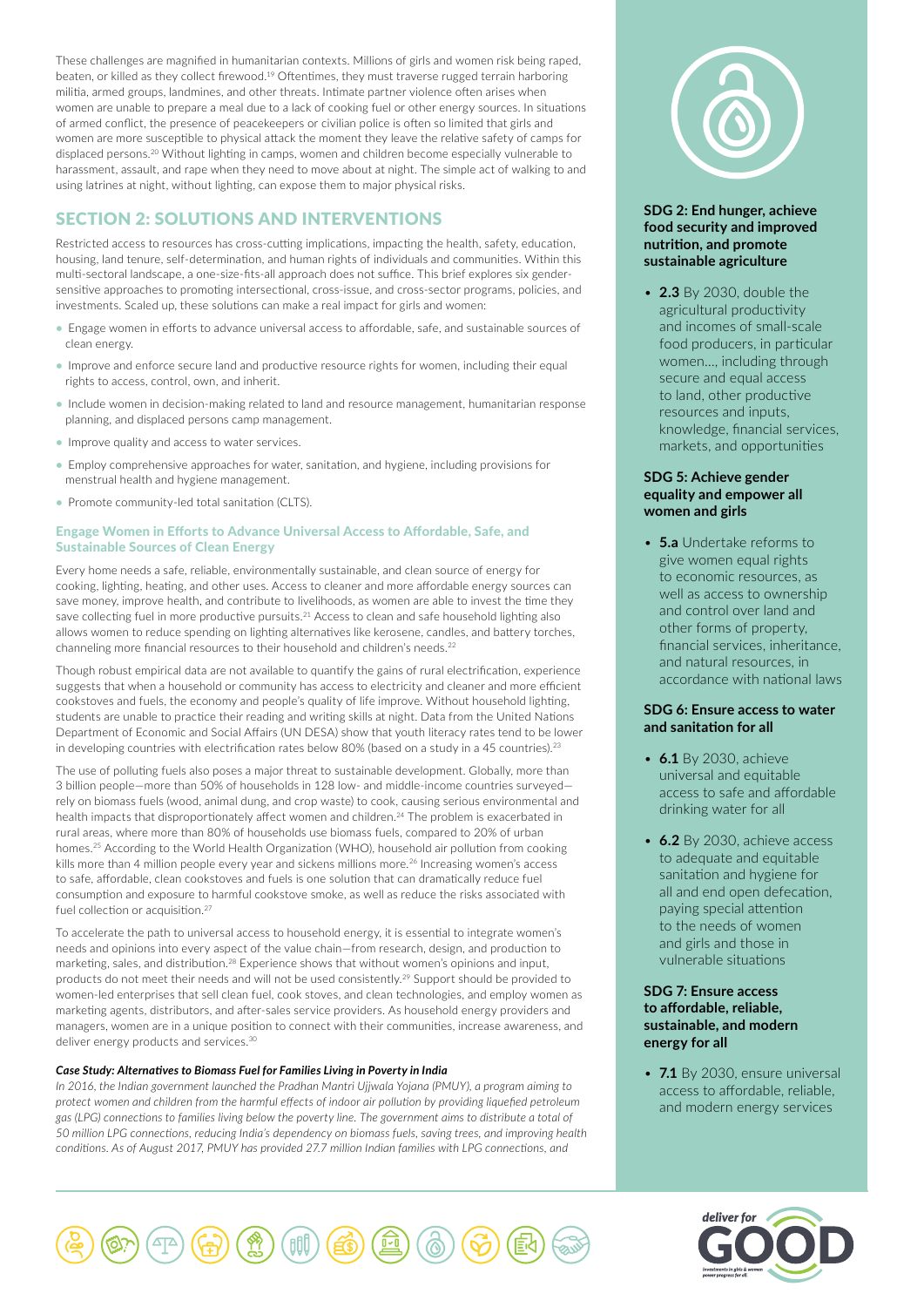These challenges are magnified in humanitarian contexts. Millions of girls and women risk being raped, beaten, or killed as they collect firewood.[19] Oftentimes, they must traverse rugged terrain harboring militia, armed groups, landmines, and other threats. Intimate partner violence often arises when women are unable to prepare a meal due to a lack of cooking fuel or other energy sources. In situations of armed conflict, the presence of peacekeepers or civilian police is often so limited that girls and women are more susceptible to physical attack the moment they leave the relative safety of camps for displaced persons.[20] Without lighting in camps, women and children become especially vulnerable to harassment, assault, and rape when they need to move about at night. The simple act of walking to and using latrines at night, without lighting, can expose them to major physical risks.

## SECTION 2: SOLUTIONS AND INTERVENTIONS

Restricted access to resources has cross-cutting implications, impacting the health, safety, education, housing, land tenure, self-determination, and human rights of individuals and communities. Within this multi-sectoral landscape, a one-size-fits-all approach does not suffice. This brief explores six gender-sensitive approaches to promoting intersectional, cross-issue, and cross-sector programs, policies, and investments. Scaled up, these solutions can make a real impact for girls and women:

- Engage women in efforts to advance universal access to affordable, safe, and sustainable sources of clean energy.
- Improve and enforce secure land and productive resource rights for women, including their equal rights to access, control, own, and inherit.
- Include women in decision-making related to land and resource management, humanitarian response planning, and displaced persons camp management.
- Improve quality and access to water services.
- Employ comprehensive approaches for water, sanitation, and hygiene, including provisions for menstrual health and hygiene management.
- Promote community-led total sanitation (CLTS).

### Engage Women in Efforts to Advance Universal Access to Affordable, Safe, and Sustainable Sources of Clean Energy

Every home needs a safe, reliable, environmentally sustainable, and clean source of energy for cooking, lighting, heating, and other uses. Access to cleaner and more affordable energy sources can save money, improve health, and contribute to livelihoods, as women are able to invest the time they save collecting fuel in more productive pursuits.[21] Access to clean and safe household lighting also allows women to reduce spending on lighting alternatives like kerosene, candles, and battery torches, channeling more financial resources to their household and children's needs.[22]

Though robust empirical data are not available to quantify the gains of rural electrification, experience suggests that when a household or community has access to electricity and cleaner and more efficient cookstoves and fuels, the economy and people's quality of life improve. Without household lighting, students are unable to practice their reading and writing skills at night. Data from the United Nations Department of Economic and Social Affairs (UN DESA) show that youth literacy rates tend to be lower in developing countries with electrification rates below 80% (based on a study in a 45 countries).[23]

The use of polluting fuels also poses a major threat to sustainable development. Globally, more than 3 billion people—more than 50% of households in 128 low- and middle-income countries surveyed—rely on biomass fuels (wood, animal dung, and crop waste) to cook, causing serious environmental and health impacts that disproportionately affect women and children.[24] The problem is exacerbated in rural areas, where more than 80% of households use biomass fuels, compared to 20% of urban homes.[25] According to the World Health Organization (WHO), household air pollution from cooking kills more than 4 million people every year and sickens millions more.[26] Increasing women's access to safe, affordable, clean cookstoves and fuels is one solution that can dramatically reduce fuel consumption and exposure to harmful cookstove smoke, as well as reduce the risks associated with fuel collection or acquisition.[27]

To accelerate the path to universal access to household energy, it is essential to integrate women's needs and opinions into every aspect of the value chain—from research, design, and production to marketing, sales, and distribution.[28] Experience shows that without women's opinions and input, products do not meet their needs and will not be used consistently.[29] Support should be provided to women-led enterprises that sell clean fuel, cook stoves, and clean technologies, and employ women as marketing agents, distributors, and after-sales service providers. As household energy providers and managers, women are in a unique position to connect with their communities, increase awareness, and deliver energy products and services.[30]

***Case Study: Alternatives to Biomass Fuel for Families Living in Poverty in India***

*In 2016, the Indian government launched the Pradhan Mantri Ujjwala Yojana (PMUY), a program aiming to protect women and children from the harmful effects of indoor air pollution by providing liquefied petroleum gas (LPG) connections to families living below the poverty line. The government aims to distribute a total of 50 million LPG connections, reducing India's dependency on biomass fuels, saving trees, and improving health conditions. As of August 2017, PMUY has provided 27.7 million Indian families with LPG connections, and*

**SDG 2: End hunger, achieve food security and improved nutrition, and promote sustainable agriculture**

- **2.3** By 2030, double the agricultural productivity and incomes of small-scale food producers, in particular women..., including through secure and equal access to land, other productive resources and inputs, knowledge, financial services, markets, and opportunities

**SDG 5: Achieve gender equality and empower all women and girls**

- **5.a** Undertake reforms to give women equal rights to economic resources, as well as access to ownership and control over land and other forms of property, financial services, inheritance, and natural resources, in accordance with national laws

**SDG 6: Ensure access to water and sanitation for all**

- **6.1** By 2030, achieve universal and equitable access to safe and affordable drinking water for all
- **6.2** By 2030, achieve access to adequate and equitable sanitation and hygiene for all and end open defecation, paying special attention to the needs of women and girls and those in vulnerable situations

**SDG 7: Ensure access to affordable, reliable, sustainable, and modern energy for all**

- **7.1** By 2030, ensure universal access to affordable, reliable, and modern energy services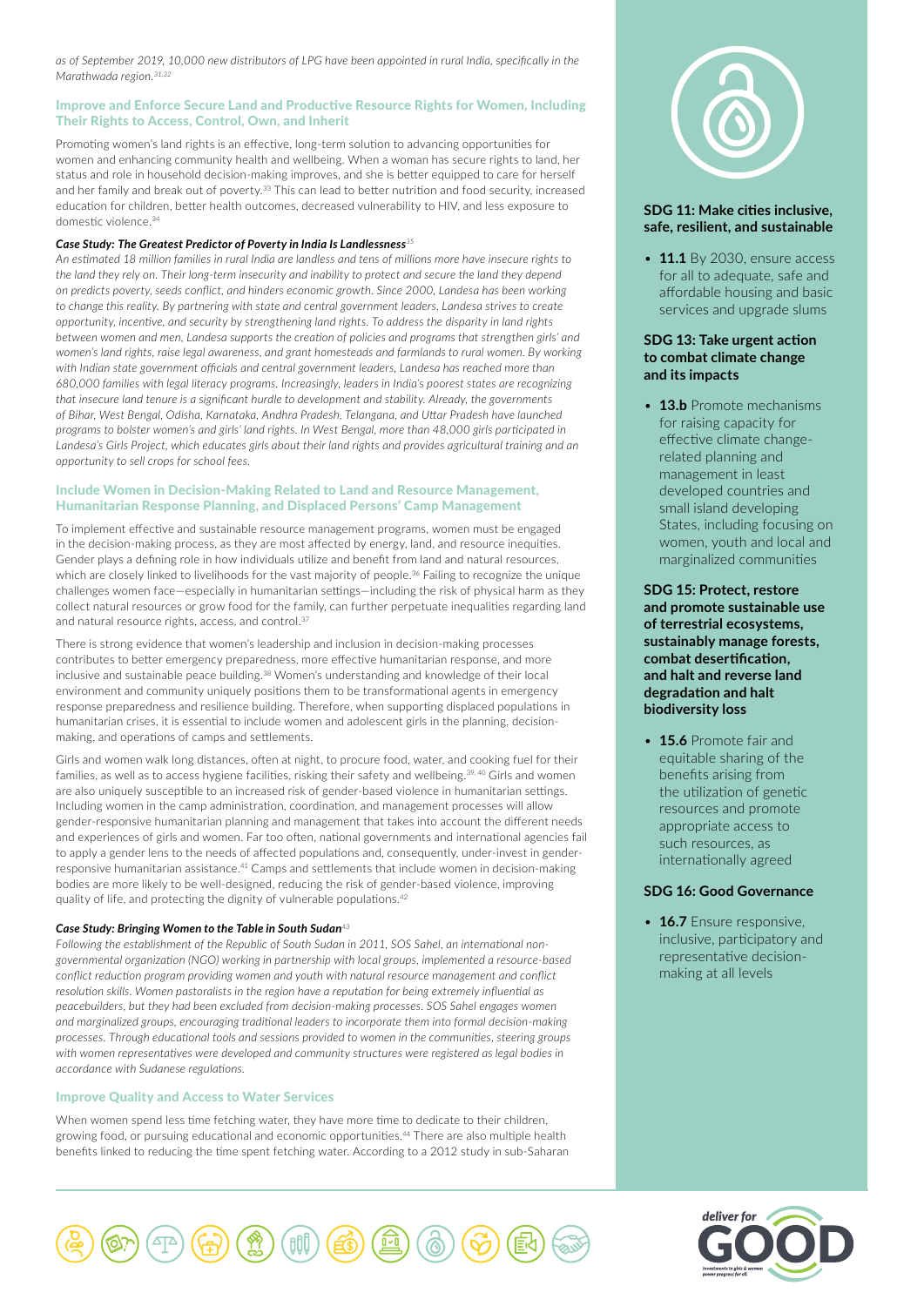*as of September 2019, 10,000 new distributors of LPG have been appointed in rural India, specifically in the Marathwada region.[31,32]*

## Improve and Enforce Secure Land and Productive Resource Rights for Women, Including Their Rights to Access, Control, Own, and Inherit

Promoting women's land rights is an effective, long-term solution to advancing opportunities for women and enhancing community health and wellbeing. When a woman has secure rights to land, her status and role in household decision-making improves, and she is better equipped to care for herself and her family and break out of poverty.[33] This can lead to better nutrition and food security, increased education for children, better health outcomes, decreased vulnerability to HIV, and less exposure to domestic violence.[34]

#### *Case Study: The Greatest Predictor of Poverty in India Is Landlessness[35]*

*An estimated 18 million families in rural India are landless and tens of millions more have insecure rights to the land they rely on. Their long-term insecurity and inability to protect and secure the land they depend on predicts poverty, seeds conflict, and hinders economic growth. Since 2000, Landesa has been working to change this reality. By partnering with state and central government leaders, Landesa strives to create opportunity, incentive, and security by strengthening land rights. To address the disparity in land rights between women and men, Landesa supports the creation of policies and programs that strengthen girls' and women's land rights, raise legal awareness, and grant homesteads and farmlands to rural women. By working with Indian state government officials and central government leaders, Landesa has reached more than 680,000 families with legal literacy programs. Increasingly, leaders in India's poorest states are recognizing that insecure land tenure is a significant hurdle to development and stability. Already, the governments of Bihar, West Bengal, Odisha, Karnataka, Andhra Pradesh, Telangana, and Uttar Pradesh have launched programs to bolster women's and girls' land rights. In West Bengal, more than 48,000 girls participated in Landesa's Girls Project, which educates girls about their land rights and provides agricultural training and an opportunity to sell crops for school fees.*

## Include Women in Decision-Making Related to Land and Resource Management, Humanitarian Response Planning, and Displaced Persons' Camp Management

To implement effective and sustainable resource management programs, women must be engaged in the decision-making process, as they are most affected by energy, land, and resource inequities. Gender plays a defining role in how individuals utilize and benefit from land and natural resources, which are closely linked to livelihoods for the vast majority of people.[36] Failing to recognize the unique challenges women face—especially in humanitarian settings—including the risk of physical harm as they collect natural resources or grow food for the family, can further perpetuate inequalities regarding land and natural resource rights, access, and control.[37]

There is strong evidence that women's leadership and inclusion in decision-making processes contributes to better emergency preparedness, more effective humanitarian response, and more inclusive and sustainable peace building.[38] Women's understanding and knowledge of their local environment and community uniquely positions them to be transformational agents in emergency response preparedness and resilience building. Therefore, when supporting displaced populations in humanitarian crises, it is essential to include women and adolescent girls in the planning, decision-making, and operations of camps and settlements.

Girls and women walk long distances, often at night, to procure food, water, and cooking fuel for their families, as well as to access hygiene facilities, risking their safety and wellbeing.[39, 40] Girls and women are also uniquely susceptible to an increased risk of gender-based violence in humanitarian settings. Including women in the camp administration, coordination, and management processes will allow gender-responsive humanitarian planning and management that takes into account the different needs and experiences of girls and women. Far too often, national governments and international agencies fail to apply a gender lens to the needs of affected populations and, consequently, under-invest in gender-responsive humanitarian assistance.[41] Camps and settlements that include women in decision-making bodies are more likely to be well-designed, reducing the risk of gender-based violence, improving quality of life, and protecting the dignity of vulnerable populations.[42]

#### *Case Study: Bringing Women to the Table in South Sudan[43]*

*Following the establishment of the Republic of South Sudan in 2011, SOS Sahel, an international non-governmental organization (NGO) working in partnership with local groups, implemented a resource-based conflict reduction program providing women and youth with natural resource management and conflict resolution skills. Women pastoralists in the region have a reputation for being extremely influential as peacebuilders, but they had been excluded from decision-making processes. SOS Sahel engages women and marginalized groups, encouraging traditional leaders to incorporate them into formal decision-making processes. Through educational tools and sessions provided to women in the communities, steering groups with women representatives were developed and community structures were registered as legal bodies in accordance with Sudanese regulations.*

## Improve Quality and Access to Water Services

When women spend less time fetching water, they have more time to dedicate to their children, growing food, or pursuing educational and economic opportunities.[44] There are also multiple health benefits linked to reducing the time spent fetching water. According to a 2012 study in sub-Saharan

### SDG 11: Make cities inclusive, safe, resilient, and sustainable

- **11.1** By 2030, ensure access for all to adequate, safe and affordable housing and basic services and upgrade slums

### SDG 13: Take urgent action to combat climate change and its impacts

- **13.b** Promote mechanisms for raising capacity for effective climate change-related planning and management in least developed countries and small island developing States, including focusing on women, youth and local and marginalized communities

### SDG 15: Protect, restore and promote sustainable use of terrestrial ecosystems, sustainably manage forests, combat desertification, and halt and reverse land degradation and halt biodiversity loss

- **15.6** Promote fair and equitable sharing of the benefits arising from the utilization of genetic resources and promote appropriate access to such resources, as internationally agreed

### SDG 16: Good Governance

- **16.7** Ensure responsive, inclusive, participatory and representative decision-making at all levels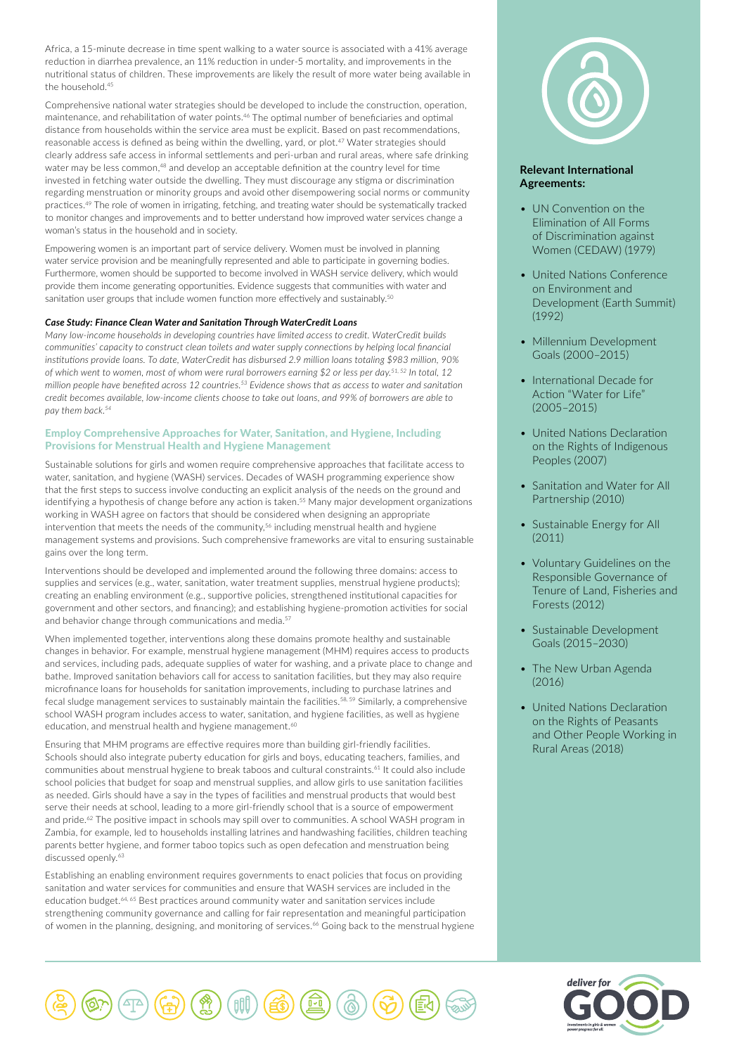Africa, a 15-minute decrease in time spent walking to a water source is associated with a 41% average reduction in diarrhea prevalence, an 11% reduction in under-5 mortality, and improvements in the nutritional status of children. These improvements are likely the result of more water being available in the household.[45]

Comprehensive national water strategies should be developed to include the construction, operation, maintenance, and rehabilitation of water points.[46] The optimal number of beneficiaries and optimal distance from households within the service area must be explicit. Based on past recommendations, reasonable access is defined as being within the dwelling, yard, or plot.[47] Water strategies should clearly address safe access in informal settlements and peri-urban and rural areas, where safe drinking water may be less common,[48] and develop an acceptable definition at the country level for time invested in fetching water outside the dwelling. They must discourage any stigma or discrimination regarding menstruation or minority groups and avoid other disempowering social norms or community practices.[49] The role of women in irrigating, fetching, and treating water should be systematically tracked to monitor changes and improvements and to better understand how improved water services change a woman's status in the household and in society.

Empowering women is an important part of service delivery. Women must be involved in planning water service provision and be meaningfully represented and able to participate in governing bodies. Furthermore, women should be supported to become involved in WASH service delivery, which would provide them income generating opportunities. Evidence suggests that communities with water and sanitation user groups that include women function more effectively and sustainably.[50]

***Case Study: Finance Clean Water and Sanitation Through WaterCredit Loans***

*Many low-income households in developing countries have limited access to credit. WaterCredit builds communities' capacity to construct clean toilets and water supply connections by helping local financial institutions provide loans. To date, WaterCredit has disbursed 2.9 million loans totaling $983 million, 90% of which went to women, most of whom were rural borrowers earning $2 or less per day.[51, 52] In total, 12 million people have benefited across 12 countries.[53] Evidence shows that as access to water and sanitation credit becomes available, low-income clients choose to take out loans, and 99% of borrowers are able to pay them back.[54]*

## Employ Comprehensive Approaches for Water, Sanitation, and Hygiene, Including Provisions for Menstrual Health and Hygiene Management

Sustainable solutions for girls and women require comprehensive approaches that facilitate access to water, sanitation, and hygiene (WASH) services. Decades of WASH programming experience show that the first steps to success involve conducting an explicit analysis of the needs on the ground and identifying a hypothesis of change before any action is taken.[55] Many major development organizations working in WASH agree on factors that should be considered when designing an appropriate intervention that meets the needs of the community,[56] including menstrual health and hygiene management systems and provisions. Such comprehensive frameworks are vital to ensuring sustainable gains over the long term.

Interventions should be developed and implemented around the following three domains: access to supplies and services (e.g., water, sanitation, water treatment supplies, menstrual hygiene products); creating an enabling environment (e.g., supportive policies, strengthened institutional capacities for government and other sectors, and financing); and establishing hygiene-promotion activities for social and behavior change through communications and media.[57]

When implemented together, interventions along these domains promote healthy and sustainable changes in behavior. For example, menstrual hygiene management (MHM) requires access to products and services, including pads, adequate supplies of water for washing, and a private place to change and bathe. Improved sanitation behaviors call for access to sanitation facilities, but they may also require microfinance loans for households for sanitation improvements, including to purchase latrines and fecal sludge management services to sustainably maintain the facilities.[58, 59] Similarly, a comprehensive school WASH program includes access to water, sanitation, and hygiene facilities, as well as hygiene education, and menstrual health and hygiene management.[60]

Ensuring that MHM programs are effective requires more than building girl-friendly facilities. Schools should also integrate puberty education for girls and boys, educating teachers, families, and communities about menstrual hygiene to break taboos and cultural constraints.[61] It could also include school policies that budget for soap and menstrual supplies, and allow girls to use sanitation facilities as needed. Girls should have a say in the types of facilities and menstrual products that would best serve their needs at school, leading to a more girl-friendly school that is a source of empowerment and pride.[62] The positive impact in schools may spill over to communities. A school WASH program in Zambia, for example, led to households installing latrines and handwashing facilities, children teaching parents better hygiene, and former taboo topics such as open defecation and menstruation being discussed openly.[63]

Establishing an enabling environment requires governments to enact policies that focus on providing sanitation and water services for communities and ensure that WASH services are included in the education budget.[64, 65] Best practices around community water and sanitation services include strengthening community governance and calling for fair representation and meaningful participation of women in the planning, designing, and monitoring of services.[66] Going back to the menstrual hygiene

**Relevant International Agreements:**

- UN Convention on the Elimination of All Forms of Discrimination against Women (CEDAW) (1979)
- United Nations Conference on Environment and Development (Earth Summit) (1992)
- Millennium Development Goals (2000–2015)
- International Decade for Action "Water for Life" (2005–2015)
- United Nations Declaration on the Rights of Indigenous Peoples (2007)
- Sanitation and Water for All Partnership (2010)
- Sustainable Energy for All (2011)
- Voluntary Guidelines on the Responsible Governance of Tenure of Land, Fisheries and Forests (2012)
- Sustainable Development Goals (2015–2030)
- The New Urban Agenda (2016)
- United Nations Declaration on the Rights of Peasants and Other People Working in Rural Areas (2018)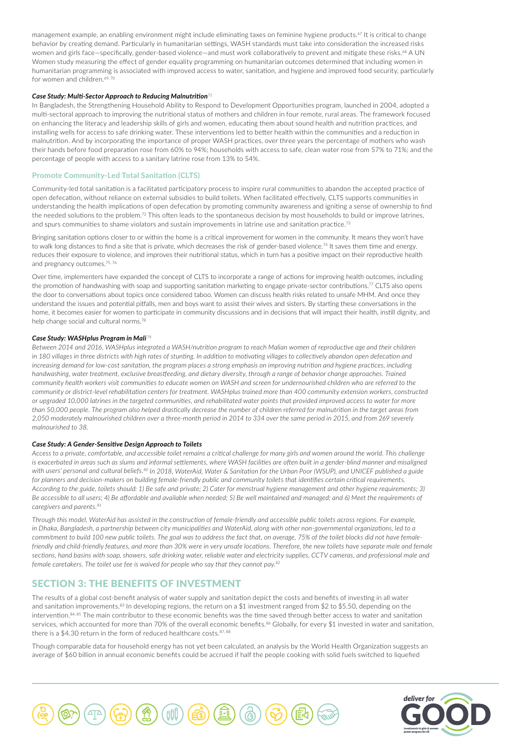management example, an enabling environment might include eliminating taxes on feminine hygiene products.[67] It is critical to change behavior by creating demand. Particularly in humanitarian settings, WASH standards must take into consideration the increased risks women and girls face—specifically, gender-based violence—and must work collaboratively to prevent and mitigate these risks.[68] A UN Women study measuring the effect of gender equality programming on humanitarian outcomes determined that including women in humanitarian programming is associated with improved access to water, sanitation, and hygiene and improved food security, particularly for women and children.[69, 70]

***Case Study: Multi-Sector Approach to Reducing Malnutrition***[71]

In Bangladesh, the Strengthening Household Ability to Respond to Development Opportunities program, launched in 2004, adopted a multi-sectoral approach to improving the nutritional status of mothers and children in four remote, rural areas. The framework focused on enhancing the literacy and leadership skills of girls and women, educating them about sound health and nutrition practices, and installing wells for access to safe drinking water. These interventions led to better health within the communities and a reduction in malnutrition. And by incorporating the importance of proper WASH practices, over three years the percentage of mothers who wash their hands before food preparation rose from 60% to 94%; households with access to safe, clean water rose from 57% to 71%; and the percentage of people with access to a sanitary latrine rose from 13% to 54%.

### Promote Community-Led Total Sanitation (CLTS)

Community-led total sanitation is a facilitated participatory process to inspire rural communities to abandon the accepted practice of open defecation, without reliance on external subsidies to build toilets. When facilitated effectively, CLTS supports communities in understanding the health implications of open defecation by promoting community awareness and igniting a sense of ownership to find the needed solutions to the problem.[72] This often leads to the spontaneous decision by most households to build or improve latrines, and spurs communities to shame violators and sustain improvements in latrine use and sanitation practice.[73]

Bringing sanitation options closer to or within the home is a critical improvement for women in the community. It means they won't have to walk long distances to find a site that is private, which decreases the risk of gender-based violence.[74] It saves them time and energy, reduces their exposure to violence, and improves their nutritional status, which in turn has a positive impact on their reproductive health and pregnancy outcomes.[75, 76]

Over time, implementers have expanded the concept of CLTS to incorporate a range of actions for improving health outcomes, including the promotion of handwashing with soap and supporting sanitation marketing to engage private-sector contributions.[77] CLTS also opens the door to conversations about topics once considered taboo. Women can discuss health risks related to unsafe MHM. And once they understand the issues and potential pitfalls, men and boys want to assist their wives and sisters. By starting these conversations in the home, it becomes easier for women to participate in community discussions and in decisions that will impact their health, instill dignity, and help change social and cultural norms.[78]

***Case Study: WASHplus Program in Mali***[79]

*Between 2014 and 2016, WASHplus integrated a WASH/nutrition program to reach Malian women of reproductive age and their children in 180 villages in three districts with high rates of stunting. In addition to motivating villages to collectively abandon open defecation and increasing demand for low-cost sanitation, the program places a strong emphasis on improving nutrition and hygiene practices, including handwashing, water treatment, exclusive breastfeeding, and dietary diversity, through a range of behavior change approaches. Trained community health workers visit communities to educate women on WASH and screen for undernourished children who are referred to the community or district-level rehabilitation centers for treatment. WASHplus trained more than 400 community extension workers, constructed or upgraded 10,000 latrines in the targeted communities, and rehabilitated water points that provided improved access to water for more than 50,000 people. The program also helped drastically decrease the number of children referred for malnutrition in the target areas from 2,050 moderately malnourished children over a three-month period in 2014 to 334 over the same period in 2015, and from 269 severely malnourished to 38.*

***Case Study: A Gender-Sensitive Design Approach to Toilets***

*Access to a private, comfortable, and accessible toilet remains a critical challenge for many girls and women around the world. This challenge is exacerbated in areas such as slums and informal settlements, where WASH facilities are often built in a gender-blind manner and misaligned with users' personal and cultural beliefs.[80] In 2018, WaterAid, Water & Sanitation for the Urban Poor (WSUP), and UNICEF published a guide for planners and decision-makers on building female-friendly public and community toilets that identifies certain critical requirements. According to the guide, toilets should: 1) Be safe and private; 2) Cater for menstrual hygiene management and other hygiene requirements; 3) Be accessible to all users; 4) Be affordable and available when needed; 5) Be well maintained and managed; and 6) Meet the requirements of caregivers and parents.[81]*

*Through this model, WaterAid has assisted in the construction of female-friendly and accessible public toilets across regions. For example, in Dhaka, Bangladesh, a partnership between city municipalities and WaterAid, along with other non-governmental organizations, led to a commitment to build 100 new public toilets. The goal was to address the fact that, on average, 75% of the toilet blocks did not have female-friendly and child-friendly features, and more than 30% were in very unsafe locations. Therefore, the new toilets have separate male and female sections, hand basins with soap, showers, safe drinking water, reliable water and electricity supplies, CCTV cameras, and professional male and female caretakers. The toilet use fee is waived for people who say that they cannot pay.[82]*

## SECTION 3: THE BENEFITS OF INVESTMENT

The results of a global cost-benefit analysis of water supply and sanitation depict the costs and benefits of investing in all water and sanitation improvements.[83] In developing regions, the return on a $1 investment ranged from $2 to $5.50, depending on the intervention.[84, 85] The main contributor to these economic benefits was the time saved through better access to water and sanitation services, which accounted for more than 70% of the overall economic benefits.[86] Globally, for every $1 invested in water and sanitation, there is a $4.30 return in the form of reduced healthcare costs.[87, 88]

Though comparable data for household energy has not yet been calculated, an analysis by the World Health Organization suggests an average of $60 billion in annual economic benefits could be accrued if half the people cooking with solid fuels switched to liquefied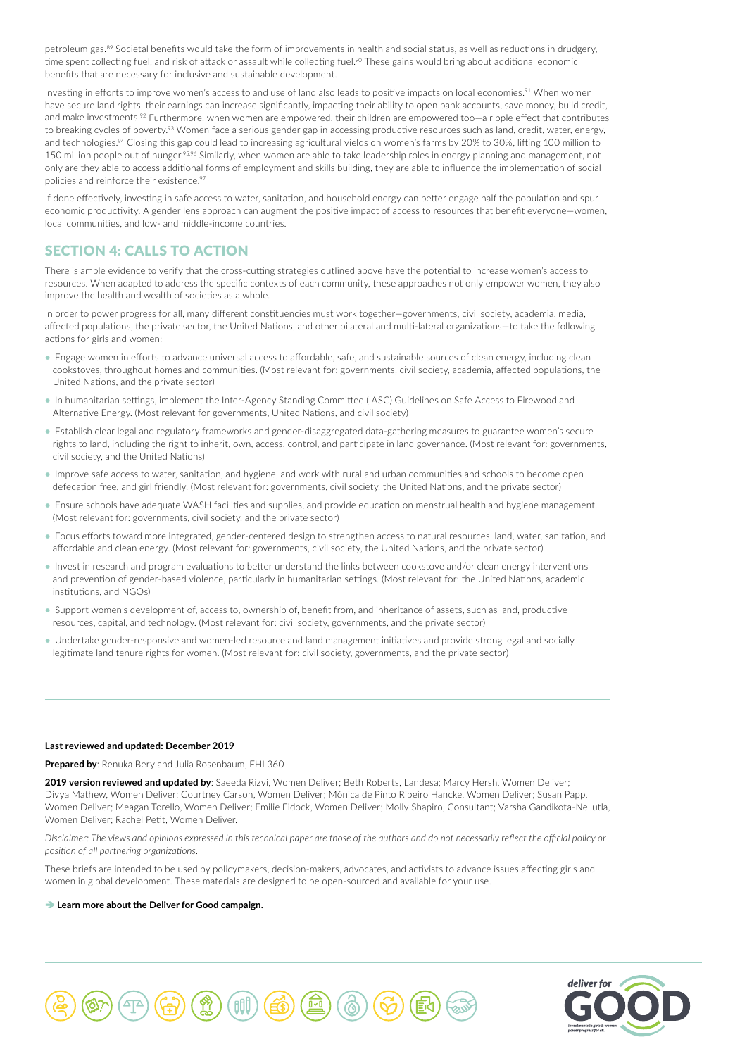petroleum gas.[89] Societal benefits would take the form of improvements in health and social status, as well as reductions in drudgery, time spent collecting fuel, and risk of attack or assault while collecting fuel.[90] These gains would bring about additional economic benefits that are necessary for inclusive and sustainable development.

Investing in efforts to improve women's access to and use of land also leads to positive impacts on local economies.[91] When women have secure land rights, their earnings can increase significantly, impacting their ability to open bank accounts, save money, build credit, and make investments.[92] Furthermore, when women are empowered, their children are empowered too—a ripple effect that contributes to breaking cycles of poverty.[93] Women face a serious gender gap in accessing productive resources such as land, credit, water, energy, and technologies.[94] Closing this gap could lead to increasing agricultural yields on women's farms by 20% to 30%, lifting 100 million to 150 million people out of hunger.[95,96] Similarly, when women are able to take leadership roles in energy planning and management, not only are they able to access additional forms of employment and skills building, they are able to influence the implementation of social policies and reinforce their existence.[97]

If done effectively, investing in safe access to water, sanitation, and household energy can better engage half the population and spur economic productivity. A gender lens approach can augment the positive impact of access to resources that benefit everyone—women, local communities, and low- and middle-income countries.

## SECTION 4: CALLS TO ACTION

There is ample evidence to verify that the cross-cutting strategies outlined above have the potential to increase women's access to resources. When adapted to address the specific contexts of each community, these approaches not only empower women, they also improve the health and wealth of societies as a whole.

In order to power progress for all, many different constituencies must work together—governments, civil society, academia, media, affected populations, the private sector, the United Nations, and other bilateral and multi-lateral organizations—to take the following actions for girls and women:

- Engage women in efforts to advance universal access to affordable, safe, and sustainable sources of clean energy, including clean cookstoves, throughout homes and communities. (Most relevant for: governments, civil society, academia, affected populations, the United Nations, and the private sector)
- In humanitarian settings, implement the Inter-Agency Standing Committee (IASC) Guidelines on Safe Access to Firewood and Alternative Energy. (Most relevant for governments, United Nations, and civil society)
- Establish clear legal and regulatory frameworks and gender-disaggregated data-gathering measures to guarantee women's secure rights to land, including the right to inherit, own, access, control, and participate in land governance. (Most relevant for: governments, civil society, and the United Nations)
- Improve safe access to water, sanitation, and hygiene, and work with rural and urban communities and schools to become open defecation free, and girl friendly. (Most relevant for: governments, civil society, the United Nations, and the private sector)
- Ensure schools have adequate WASH facilities and supplies, and provide education on menstrual health and hygiene management. (Most relevant for: governments, civil society, and the private sector)
- Focus efforts toward more integrated, gender-centered design to strengthen access to natural resources, land, water, sanitation, and affordable and clean energy. (Most relevant for: governments, civil society, the United Nations, and the private sector)
- Invest in research and program evaluations to better understand the links between cookstove and/or clean energy interventions and prevention of gender-based violence, particularly in humanitarian settings. (Most relevant for: the United Nations, academic institutions, and NGOs)
- Support women's development of, access to, ownership of, benefit from, and inheritance of assets, such as land, productive resources, capital, and technology. (Most relevant for: civil society, governments, and the private sector)
- Undertake gender-responsive and women-led resource and land management initiatives and provide strong legal and socially legitimate land tenure rights for women. (Most relevant for: civil society, governments, and the private sector)

---

**Last reviewed and updated: December 2019**

**Prepared by**: Renuka Bery and Julia Rosenbaum, FHI 360

**2019 version reviewed and updated by**: Saeeda Rizvi, Women Deliver; Beth Roberts, Landesa; Marcy Hersh, Women Deliver; Divya Mathew, Women Deliver; Courtney Carson, Women Deliver; Mónica de Pinto Ribeiro Hancke, Women Deliver; Susan Papp, Women Deliver; Meagan Torello, Women Deliver; Emilie Fidock, Women Deliver; Molly Shapiro, Consultant; Varsha Gandikota-Nellutla, Women Deliver; Rachel Petit, Women Deliver.

*Disclaimer: The views and opinions expressed in this technical paper are those of the authors and do not necessarily reflect the official policy or position of all partnering organizations.*

These briefs are intended to be used by policymakers, decision-makers, advocates, and activists to advance issues affecting girls and women in global development. These materials are designed to be open-sourced and available for your use.

➔ **Learn more about the Deliver for Good campaign.**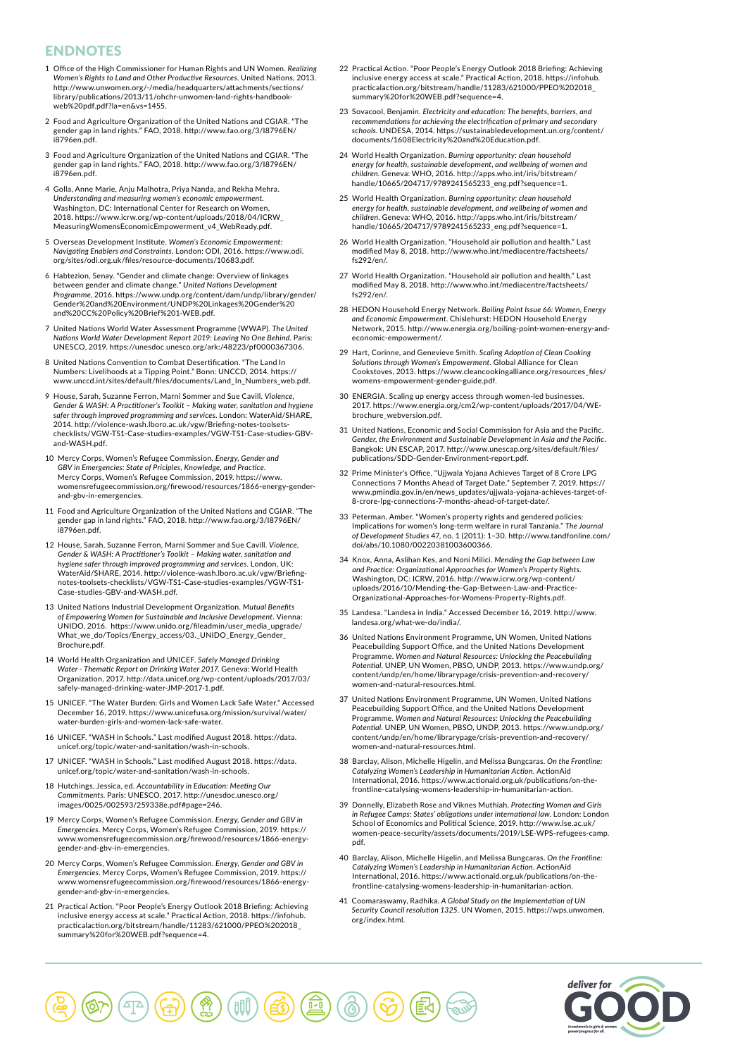# ENDNOTES

1. Office of the High Commissioner for Human Rights and UN Women. *Realizing Women's Rights to Land and Other Productive Resources*. United Nations, 2013. http://www.unwomen.org/-/media/headquarters/attachments/sections/library/publications/2013/11/ohchr-unwomen-land-rights-handbook-web%20pdf.pdf?la=en&vs=1455.

2. Food and Agriculture Organization of the United Nations and CGIAR. "The gender gap in land rights." FAO, 2018. http://www.fao.org/3/I8796EN/i8796en.pdf.

3. Food and Agriculture Organization of the United Nations and CGIAR. "The gender gap in land rights." FAO, 2018. http://www.fao.org/3/I8796EN/i8796en.pdf.

4. Golla, Anne Marie, Anju Malhotra, Priya Nanda, and Rekha Mehra. *Understanding and measuring women's economic empowerment*. Washington, DC: International Center for Research on Women, 2018. https://www.icrw.org/wp-content/uploads/2018/04/ICRW_MeasuringWomensEconomicEmpowerment_v4_WebReady.pdf.

5. Overseas Development Institute. *Women's Economic Empowerment: Navigating Enablers and Constraints*. London: ODI, 2016. https://www.odi.org/sites/odi.org.uk/files/resource-documents/10683.pdf.

6. Habtezion, Senay. "Gender and climate change: Overview of linkages between gender and climate change." *United Nations Development Programme*, 2016. https://www.undp.org/content/dam/undp/library/gender/Gender%20and%20Environment/UNDP%20Linkages%20Gender%20and%20CC%20Policy%20Brief%201-WEB.pdf.

7. United Nations World Water Assessment Programme (WWAP). *The United Nations World Water Development Report 2019: Leaving No One Behind*. Paris: UNESCO, 2019. https://unesdoc.unesco.org/ark:/48223/pf0000367306.

8. United Nations Convention to Combat Desertification. "The Land In Numbers: Livelihoods at a Tipping Point." Bonn: UNCCD, 2014. https://www.unccd.int/sites/default/files/documents/Land_In_Numbers_web.pdf.

9. House, Sarah, Suzanne Ferron, Marni Sommer and Sue Cavill. *Violence, Gender & WASH: A Practitioner's Toolkit – Making water, sanitation and hygiene safer through improved programming and services*. London: WaterAid/SHARE, 2014. http://violence-wash.lboro.ac.uk/vgw/Briefing-notes-toolsets-checklists/VGW-TS1-Case-studies-examples/VGW-TS1-Case-studies-GBV-and-WASH.pdf.

10. Mercy Corps, Women's Refugee Commission. *Energy, Gender and GBV in Emergencies: State of Priciples, Knowledge, and Practice*. Mercy Corps, Women's Refugee Commission, 2019. https://www.womensrefugeecommission.org/firewood/resources/1866-energy-gender-and-gbv-in-emergencies.

11. Food and Agriculture Organization of the United Nations and CGIAR. "The gender gap in land rights." FAO, 2018. http://www.fao.org/3/I8796EN/i8796en.pdf.

12. House, Sarah, Suzanne Ferron, Marni Sommer and Sue Cavill. *Violence, Gender & WASH: A Practitioner's Toolkit – Making water, sanitation and hygiene safer through improved programming and services*. London, UK: WaterAid/SHARE, 2014. http://violence-wash.lboro.ac.uk/vgw/Briefing-notes-toolsets-checklists/VGW-TS1-Case-studies-examples/VGW-TS1-Case-studies-GBV-and-WASH.pdf.

13. United Nations Industrial Development Organization. *Mutual Benefits of Empowering Women for Sustainable and Inclusive Development*. Vienna: UNIDO, 2016. https://www.unido.org/fileadmin/user_media_upgrade/What_we_do/Topics/Energy_access/03._UNIDO_Energy_Gender_Brochure.pdf.

14. World Health Organization and UNICEF. *Safely Managed Drinking Water - Thematic Report on Drinking Water 2017*. Geneva: World Health Organization, 2017. http://data.unicef.org/wp-content/uploads/2017/03/safely-managed-drinking-water-JMP-2017-1.pdf.

15. UNICEF. "The Water Burden: Girls and Women Lack Safe Water." Accessed December 16, 2019. https://www.unicefusa.org/mission/survival/water/water-burden-girls-and-women-lack-safe-water.

16. UNICEF. "WASH in Schools." Last modified August 2018. https://data.unicef.org/topic/water-and-sanitation/wash-in-schools.

17. UNICEF. "WASH in Schools." Last modified August 2018. https://data.unicef.org/topic/water-and-sanitation/wash-in-schools.

18. Hutchings, Jessica, ed. *Accountability in Education: Meeting Our Commitments*. Paris: UNESCO, 2017. http://unesdoc.unesco.org/images/0025/002593/259338e.pdf#page=246.

19. Mercy Corps, Women's Refugee Commission. *Energy, Gender and GBV in Emergencies*. Mercy Corps, Women's Refugee Commission, 2019. https://www.womensrefugeecommission.org/firewood/resources/1866-energy-gender-and-gbv-in-emergencies.

20. Mercy Corps, Women's Refugee Commission. *Energy, Gender and GBV in Emergencies*. Mercy Corps, Women's Refugee Commission, 2019. https://www.womensrefugeecommission.org/firewood/resources/1866-energy-gender-and-gbv-in-emergencies.

21. Practical Action. "Poor People's Energy Outlook 2018 Briefing: Achieving inclusive energy access at scale." Practical Action, 2018. https://infohub.practicalaction.org/bitstream/handle/11283/621000/PPEO%202018_summary%20for%20WEB.pdf?sequence=4.

22. Practical Action. "Poor People's Energy Outlook 2018 Briefing: Achieving inclusive energy access at scale." Practical Action, 2018. https://infohub.practicalaction.org/bitstream/handle/11283/621000/PPEO%202018_summary%20for%20WEB.pdf?sequence=4.

23. Sovacool, Benjamin. *Electricity and education: The benefits, barriers, and recommendations for achieving the electrification of primary and secondary schools*. UNDESA, 2014. https://sustainabledevelopment.un.org/content/documents/1608Electricity%20and%20Education.pdf.

24. World Health Organization. *Burning opportunity: clean household energy for health, sustainable development, and wellbeing of women and children*. Geneva: WHO, 2016. http://apps.who.int/iris/bitstream/handle/10665/204717/9789241565233_eng.pdf?sequence=1.

25. World Health Organization. *Burning opportunity: clean household energy for health, sustainable development, and wellbeing of women and children*. Geneva: WHO, 2016. http://apps.who.int/iris/bitstream/handle/10665/204717/9789241565233_eng.pdf?sequence=1.

26. World Health Organization. "Household air pollution and health." Last modified May 8, 2018. http://www.who.int/mediacentre/factsheets/fs292/en/.

27. World Health Organization. "Household air pollution and health." Last modified May 8, 2018. http://www.who.int/mediacentre/factsheets/fs292/en/.

28. HEDON Household Energy Network. *Boiling Point Issue 66: Women, Energy and Economic Empowerment*. Chislehurst: HEDON Household Energy Network, 2015. http://www.energia.org/boiling-point-women-energy-and-economic-empowerment/.

29. Hart, Corinne, and Genevieve Smith. *Scaling Adoption of Clean Cooking Solutions through Women's Empowerment*. Global Alliance for Clean Cookstoves, 2013. https://www.cleancookingalliance.org/resources_files/womens-empowerment-gender-guide.pdf.

30. ENERGIA. Scaling up energy access through women-led businesses. 2017. https://www.energia.org/cm2/wp-content/uploads/2017/04/WE-brochure_webversion.pdf.

31. United Nations, Economic and Social Commission for Asia and the Pacific. *Gender, the Environment and Sustainable Development in Asia and the Pacific*. Bangkok: UN ESCAP, 2017. http://www.unescap.org/sites/default/files/publications/SDD-Gender-Environment-report.pdf.

32. Prime Minister's Office. "Ujjwala Yojana Achieves Target of 8 Crore LPG Connections 7 Months Ahead of Target Date." September 7, 2019. https://www.pmindia.gov.in/en/news_updates/ujjwala-yojana-achieves-target-of-8-crore-lpg-connections-7-months-ahead-of-target-date/.

33. Peterman, Amber. "Women's property rights and gendered policies: Implications for women's long-term welfare in rural Tanzania." *The Journal of Development Studies* 47, no. 1 (2011): 1–30. http://www.tandfonline.com/doi/abs/10.1080/00220381003600366.

34. Knox, Anna, Aslihan Kes, and Noni Milici. *Mending the Gap between Law and Practice: Organizational Approaches for Women's Property Rights*. Washington, DC: ICRW, 2016. http://www.icrw.org/wp-content/uploads/2016/10/Mending-the-Gap-Between-Law-and-Practice-Organizational-Approaches-for-Womens-Property-Rights.pdf.

35. Landesa. "Landesa in India." Accessed December 16, 2019. http://www.landesa.org/what-we-do/india/.

36. United Nations Environment Programme, UN Women, United Nations Peacebuilding Support Office, and the United Nations Development Programme. *Women and Natural Resources: Unlocking the Peacebuilding Potential*. UNEP, UN Women, PBSO, UNDP, 2013. https://www.undp.org/content/undp/en/home/librarypage/crisis-prevention-and-recovery/women-and-natural-resources.html.

37. United Nations Environment Programme, UN Women, United Nations Peacebuilding Support Office, and the United Nations Development Programme. *Women and Natural Resources: Unlocking the Peacebuilding Potential*. UNEP, UN Women, PBSO, UNDP, 2013. https://www.undp.org/content/undp/en/home/librarypage/crisis-prevention-and-recovery/women-and-natural-resources.html.

38. Barclay, Alison, Michelle Higelin, and Melissa Bungcaras. *On the Frontline: Catalyzing Women's Leadership in Humanitarian Action*. ActionAid International, 2016. https://www.actionaid.org.uk/publications/on-the-frontline-catalysing-womens-leadership-in-humanitarian-action.

39. Donnelly, Elizabeth Rose and Viknes Muthiah. *Protecting Women and Girls in Refugee Camps: States' obligations under international law*. London: London School of Economics and Political Science, 2019. http://www.lse.ac.uk/women-peace-security/assets/documents/2019/LSE-WPS-refugees-camp.pdf.

40. Barclay, Alison, Michelle Higelin, and Melissa Bungcaras. *On the Frontline: Catalyzing Women's Leadership in Humanitarian Action*. ActionAid International, 2016. https://www.actionaid.org.uk/publications/on-the-frontline-catalysing-womens-leadership-in-humanitarian-action.

41. Coomaraswamy, Radhika. *A Global Study on the Implementation of UN Security Council resolution 1325*. UN Women, 2015. https://wps.unwomen.org/index.html.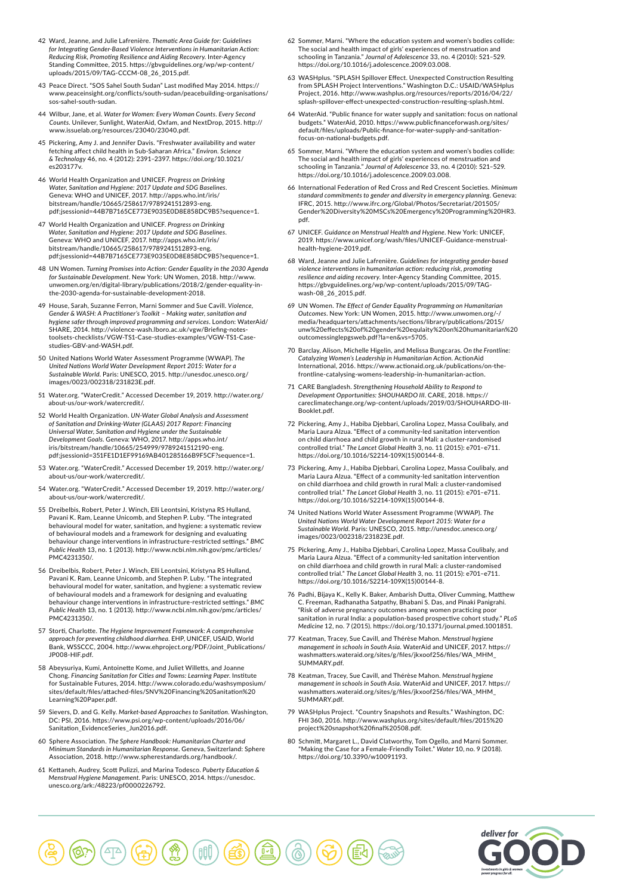42 Ward, Jeanne, and Julie Lafrenière. *Thematic Area Guide for: Guidelines for Integrating Gender-Based Violence Interventions in Humanitarian Action: Reducing Risk, Promoting Resilience and Aiding Recovery.* Inter-Agency Standing Committee, 2015. https://gbvguidelines.org/wp/wp-content/uploads/2015/09/TAG-CCCM-08_26_2015.pdf.

43 Peace Direct. "SOS Sahel South Sudan" Last modified May 2014. https://www.peaceinsight.org/conflicts/south-sudan/peacebuilding-organisations/sos-sahel-south-sudan.

44 Wilbur, Jane, et al. *Water for Women: Every Woman Counts. Every Second Counts.* Unilever, Sunlight, WaterAid, Oxfam, and NextDrop, 2015. http://www.issuelab.org/resources/23040/23040.pdf.

45 Pickering, Amy J. and Jennifer Davis. "Freshwater availability and water fetching affect child health in Sub-Saharan Africa." *Environ. Science & Technology* 46, no. 4 (2012): 2391–2397. https://doi.org/10.1021/es203177v.

46 World Health Organization and UNICEF. *Progress on Drinking Water, Sanitation and Hygiene: 2017 Update and SDG Baselines.* Geneva: WHO and UNICEF, 2017. http://apps.who.int/iris/bitstream/handle/10665/258617/9789241512893-eng.pdf;jsessionid=44B7B7165CE773E9035E0D8E858DC9B5?sequence=1.

47 World Health Organization and UNICEF. *Progress on Drinking Water, Sanitation and Hygiene: 2017 Update and SDG Baselines.* Geneva: WHO and UNICEF, 2017. http://apps.who.int/iris/bitstream/handle/10665/258617/9789241512893-eng.pdf;jsessionid=44B7B7165CE773E9035E0D8E858DC9B5?sequence=1.

48 UN Women. *Turning Promises into Action: Gender Equality in the 2030 Agenda for Sustainable Development.* New York: UN Women, 2018. http://www.unwomen.org/en/digital-library/publications/2018/2/gender-equality-in-the-2030-agenda-for-sustainable-development-2018.

49 House, Sarah, Suzanne Ferron, Marni Sommer and Sue Cavill. *Violence, Gender & WASH: A Practitioner's Toolkit – Making water, sanitation and hygiene safer through improved programming and services.* London: WaterAid/SHARE, 2014. http://violence-wash.lboro.ac.uk/vgw/Briefing-notes-toolsets-checklists/VGW-TS1-Case-studies-examples/VGW-TS1-Case-studies-GBV-and-WASH.pdf.

50 United Nations World Water Assessment Programme (WWAP). *The United Nations World Water Development Report 2015: Water for a Sustainable World.* Paris: UNESCO, 2015. http://unesdoc.unesco.org/images/0023/002318/231823E.pdf.

51 Water.org. "WaterCredit." Accessed December 19, 2019. http://water.org/about-us/our-work/watercredit/.

52 World Health Organization. *UN-Water Global Analysis and Assessment of Sanitation and Drinking-Water (GLAAS) 2017 Report: Financing Universal Water, Sanitation and Hygiene under the Sustainable Development Goals.* Geneva: WHO, 2017. http://apps.who.int/iris/bitstream/handle/10665/254999/9789241512190-eng.pdf;jsessionid=351FE1D1EF99169AB401285166B9F5CF?sequence=1.

53 Water.org. "WaterCredit." Accessed December 19, 2019. http://water.org/about-us/our-work/watercredit/.

54 Water.org. "WaterCredit." Accessed December 19, 2019. http://water.org/about-us/our-work/watercredit/.

55 Dreibelbis, Robert, Peter J. Winch, Elli Leontsini, Kristyna RS Hulland, Pavani K. Ram, Leanne Unicomb, and Stephen P. Luby. "The integrated behavioural model for water, sanitation, and hygiene: a systematic review of behavioural models and a framework for designing and evaluating behaviour change interventions in infrastructure-restricted settings." *BMC Public Health* 13, no. 1 (2013). http://www.ncbi.nlm.nih.gov/pmc/articles/PMC4231350/.

56 Dreibelbis, Robert, Peter J. Winch, Elli Leontsini, Kristyna RS Hulland, Pavani K. Ram, Leanne Unicomb, and Stephen P. Luby. "The integrated behavioural model for water, sanitation, and hygiene: a systematic review of behavioural models and a framework for designing and evaluating behaviour change interventions in infrastructure-restricted settings." *BMC Public Health* 13, no. 1 (2013). http://www.ncbi.nlm.nih.gov/pmc/articles/PMC4231350/.

57 Storti, Charlotte. *The Hygiene Improvement Framework: A comprehensive approach for preventing childhood diarrhea.* EHP, UNICEF, USAID, World Bank, WSSCCC, 2004. http://www.ehproject.org/PDF/Joint_Publications/JP008-HIF.pdf.

58 Abeysuriya, Kumi, Antoinette Kome, and Juliet Willetts, and Joanne Chong. *Financing Sanitation for Cities and Towns: Learning Paper.* Institute for Sustainable Futures, 2014. http://www.colorado.edu/washsymposium/sites/default/files/attached-files/SNV%20Financing%20Sanitation%20Learning%20Paper.pdf.

59 Sievers, D. and G. Kelly. *Market-based Approaches to Sanitation.* Washington, DC: PSI, 2016. https://www.psi.org/wp-content/uploads/2016/06/Sanitation_EvidenceSeries_Jun2016.pdf.

60 Sphere Association. *The Sphere Handbook: Humanitarian Charter and Minimum Standards in Humanitarian Response.* Geneva, Switzerland: Sphere Association, 2018. http://www.spherestandards.org/handbook/.

61 Kettaneh, Audrey, Scott Pulizzi, and Marina Todesco. *Puberty Education & Menstrual Hygiene Management.* Paris: UNESCO, 2014. https://unesdoc.unesco.org/ark:/48223/pf0000226792.

62 Sommer, Marni. "Where the education system and women's bodies collide: The social and health impact of girls' experiences of menstruation and schooling in Tanzania." *Journal of Adolescence* 33, no. 4 (2010): 521–529. https://doi.org/10.1016/j.adolescence.2009.03.008.

63 WASHplus. "SPLASH Spillover Effect. Unexpected Construction Resulting from SPLASH Project Interventions." Washington D.C.: USAID/WASHplus Project, 2016. http://www.washplus.org/resources/reports/2016/04/22/splash-spillover-effect-unexpected-construction-resulting-splash.html.

64 WaterAid. "Public finance for water supply and sanitation: focus on national budgets." WaterAid, 2010. https://www.publicfinanceforwash.org/sites/default/files/uploads/Public-finance-for-water-supply-and-sanitation-focus-on-national-budgets.pdf.

65 Sommer, Marni. "Where the education system and women's bodies collide: The social and health impact of girls' experiences of menstruation and schooling in Tanzania." *Journal of Adolescence* 33, no. 4 (2010): 521–529. https://doi.org/10.1016/j.adolescence.2009.03.008.

66 International Federation of Red Cross and Red Crescent Societies. *Minimum standard commitments to gender and diversity in emergency planning.* Geneva: IFRC, 2015. http://www.ifrc.org/Global/Photos/Secretariat/201505/Gender%20Diversity%20MSCs%20Emergency%20Programming%20HR3.pdf.

67 UNICEF. *Guidance on Menstrual Health and Hygiene.* New York: UNICEF, 2019. https://www.unicef.org/wash/files/UNICEF-Guidance-menstrual-health-hygiene-2019.pdf.

68 Ward, Jeanne and Julie Lafrenière. *Guidelines for integrating gender-based violence interventions in humanitarian action: reducing risk, promoting resilience and aiding recovery.* Inter-Agency Standing Committee, 2015. https://gbvguidelines.org/wp/wp-content/uploads/2015/09/TAG-wash-08_26_2015.pdf.

69 UN Women. *The Effect of Gender Equality Programming on Humanitarian Outcomes.* New York: UN Women, 2015. http://www.unwomen.org/-/media/headquarters/attachments/sections/library/publications/2015/unw%20effects%20of%20gender%20equlaity%20on%20humanitarian%20outcomessinglepgsweb.pdf?la=en&vs=5705.

70 Barclay, Alison, Michelle Higelin, and Melissa Bungcaras. *On the Frontline: Catalyzing Women's Leadership in Humanitarian Action.* ActionAid International, 2016. https://www.actionaid.org.uk/publications/on-the-frontline-catalysing-womens-leadership-in-humanitarian-action.

71 CARE Bangladesh. *Strengthening Household Ability to Respond to Development Opportunities: SHOUHARDO III.* CARE, 2018. https://careclimatechange.org/wp-content/uploads/2019/03/SHOUHARDO-III-Booklet.pdf.

72 Pickering, Amy J., Habiba Djebbari, Carolina Lopez, Massa Coulibaly, and Maria Laura Alzua. "Effect of a community-led sanitation intervention on child diarrhoea and child growth in rural Mali: a cluster-randomised controlled trial." *The Lancet Global Health* 3, no. 11 (2015): e701–e711. https://doi.org/10.1016/S2214-109X(15)00144-8.

73 Pickering, Amy J., Habiba Djebbari, Carolina Lopez, Massa Coulibaly, and Maria Laura Alzua. "Effect of a community-led sanitation intervention on child diarrhoea and child growth in rural Mali: a cluster-randomised controlled trial." *The Lancet Global Health* 3, no. 11 (2015): e701–e711. https://doi.org/10.1016/S2214-109X(15)00144-8.

74 United Nations World Water Assessment Programme (WWAP). *The United Nations World Water Development Report 2015: Water for a Sustainable World.* Paris: UNESCO, 2015. http://unesdoc.unesco.org/images/0023/002318/231823E.pdf.

75 Pickering, Amy J., Habiba Djebbari, Carolina Lopez, Massa Coulibaly, and Maria Laura Alzua. "Effect of a community-led sanitation intervention on child diarrhoea and child growth in rural Mali: a cluster-randomised controlled trial." *The Lancet Global Health* 3, no. 11 (2015): e701–e711. https://doi.org/10.1016/S2214-109X(15)00144-8.

76 Padhi, Bijaya K., Kelly K. Baker, Ambarish Dutta, Oliver Cumming, Matthew C. Freeman, Radhanatha Satpathy, Bhabani S. Das, and Pinaki Panigrahi. "Risk of adverse pregnancy outcomes among women practicing poor sanitation in rural India: a population-based prospective cohort study." *PLoS Medicine* 12, no. 7 (2015). https://doi.org/10.1371/journal.pmed.1001851.

77 Keatman, Tracey, Sue Cavill, and Thérèse Mahon. *Menstrual hygiene management in schools in South Asia.* WaterAid and UNICEF, 2017. https://washmatters.wateraid.org/sites/g/files/jkxoof256/files/WA_MHM_SUMMARY.pdf.

78 Keatman, Tracey, Sue Cavill, and Thérèse Mahon. *Menstrual hygiene management in schools in South Asia.* WaterAid and UNICEF, 2017. https://washmatters.wateraid.org/sites/g/files/jkxoof256/files/WA_MHM_SUMMARY.pdf.

79 WASHplus Project. "Country Snapshots and Results." Washington, DC: FHI 360, 2016. http://www.washplus.org/sites/default/files/2015%20project%20snapshot%20final%20508.pdf.

80 Schmitt, Margaret L., David Clatworthy, Tom Ogello, and Marni Sommer. "Making the Case for a Female-Friendly Toilet." *Water* 10, no. 9 (2018). https://doi.org/10.3390/w10091193.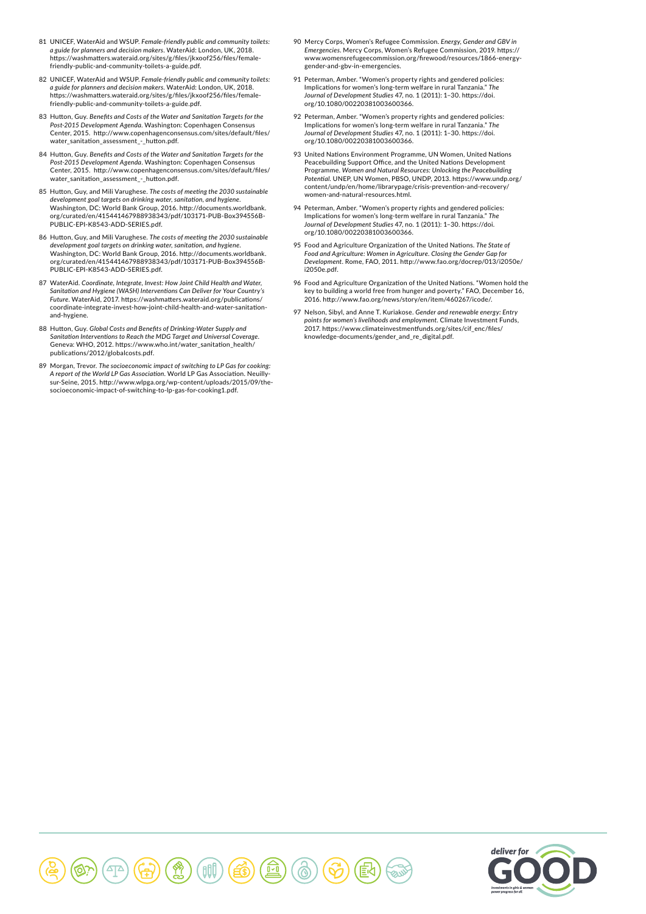81 UNICEF, WaterAid and WSUP. *Female-friendly public and community toilets: a guide for planners and decision makers*. WaterAid: London, UK, 2018. https://washmatters.wateraid.org/sites/g/files/jkxoof256/files/female-friendly-public-and-community-toilets-a-guide.pdf.

82 UNICEF, WaterAid and WSUP. *Female-friendly public and community toilets: a guide for planners and decision makers*. WaterAid: London, UK, 2018. https://washmatters.wateraid.org/sites/g/files/jkxoof256/files/female-friendly-public-and-community-toilets-a-guide.pdf.

83 Hutton, Guy. *Benefits and Costs of the Water and Sanitation Targets for the Post-2015 Development Agenda*. Washington: Copenhagen Consensus Center, 2015. http://www.copenhagenconsensus.com/sites/default/files/water_sanitation_assessment_-_hutton.pdf.

84 Hutton, Guy. *Benefits and Costs of the Water and Sanitation Targets for the Post-2015 Development Agenda*. Washington: Copenhagen Consensus Center, 2015. http://www.copenhagenconsensus.com/sites/default/files/water_sanitation_assessment_-_hutton.pdf.

85 Hutton, Guy, and Mili Varughese. *The costs of meeting the 2030 sustainable development goal targets on drinking water, sanitation, and hygiene*. Washington, DC: World Bank Group, 2016. http://documents.worldbank.org/curated/en/415441467988938343/pdf/103171-PUB-Box394556B-PUBLIC-EPI-K8543-ADD-SERIES.pdf.

86 Hutton, Guy, and Mili Varughese. *The costs of meeting the 2030 sustainable development goal targets on drinking water, sanitation, and hygiene*. Washington, DC: World Bank Group, 2016. http://documents.worldbank.org/curated/en/415441467988938343/pdf/103171-PUB-Box394556B-PUBLIC-EPI-K8543-ADD-SERIES.pdf.

87 WaterAid. *Coordinate, Integrate, Invest: How Joint Child Health and Water, Sanitation and Hygiene (WASH) Interventions Can Deliver for Your Country's Future*. WaterAid, 2017. https://washmatters.wateraid.org/publications/coordinate-integrate-invest-how-joint-child-health-and-water-sanitation-and-hygiene.

88 Hutton, Guy. *Global Costs and Benefits of Drinking-Water Supply and Sanitation Interventions to Reach the MDG Target and Universal Coverage*. Geneva: WHO, 2012. https://www.who.int/water_sanitation_health/publications/2012/globalcosts.pdf.

89 Morgan, Trevor. *The socioeconomic impact of switching to LP Gas for cooking: A report of the World LP Gas Association*. World LP Gas Association. Neuilly-sur-Seine, 2015. http://www.wlpga.org/wp-content/uploads/2015/09/the-socioeconomic-impact-of-switching-to-lp-gas-for-cooking1.pdf.

90 Mercy Corps, Women's Refugee Commission. *Energy, Gender and GBV in Emergencies*. Mercy Corps, Women's Refugee Commission, 2019. https://www.womensrefugeecommission.org/firewood/resources/1866-energy-gender-and-gbv-in-emergencies.

91 Peterman, Amber. "Women's property rights and gendered policies: Implications for women's long-term welfare in rural Tanzania." *The Journal of Development Studies* 47, no. 1 (2011): 1–30. https://doi.org/10.1080/00220381003600366.

92 Peterman, Amber. "Women's property rights and gendered policies: Implications for women's long-term welfare in rural Tanzania." *The Journal of Development Studies* 47, no. 1 (2011): 1–30. https://doi.org/10.1080/00220381003600366.

93 United Nations Environment Programme, UN Women, United Nations Peacebuilding Support Office, and the United Nations Development Programme. *Women and Natural Resources: Unlocking the Peacebuilding Potential*. UNEP, UN Women, PBSO, UNDP, 2013. https://www.undp.org/content/undp/en/home/librarypage/crisis-prevention-and-recovery/women-and-natural-resources.html.

94 Peterman, Amber. "Women's property rights and gendered policies: Implications for women's long-term welfare in rural Tanzania." *The Journal of Development Studies* 47, no. 1 (2011): 1–30. https://doi.org/10.1080/00220381003600366.

95 Food and Agriculture Organization of the United Nations. *The State of Food and Agriculture: Women in Agriculture. Closing the Gender Gap for Development*. Rome, FAO, 2011. http://www.fao.org/docrep/013/i2050e/i2050e.pdf.

96 Food and Agriculture Organization of the United Nations. "Women hold the key to building a world free from hunger and poverty." FAO, December 16, 2016. http://www.fao.org/news/story/en/item/460267/icode/.

97 Nelson, Sibyl, and Anne T. Kuriakose. *Gender and renewable energy: Entry points for women's livelihoods and employment*. Climate Investment Funds, 2017. https://www.climateinvestmentfunds.org/sites/cif_enc/files/knowledge-documents/gender_and_re_digital.pdf.